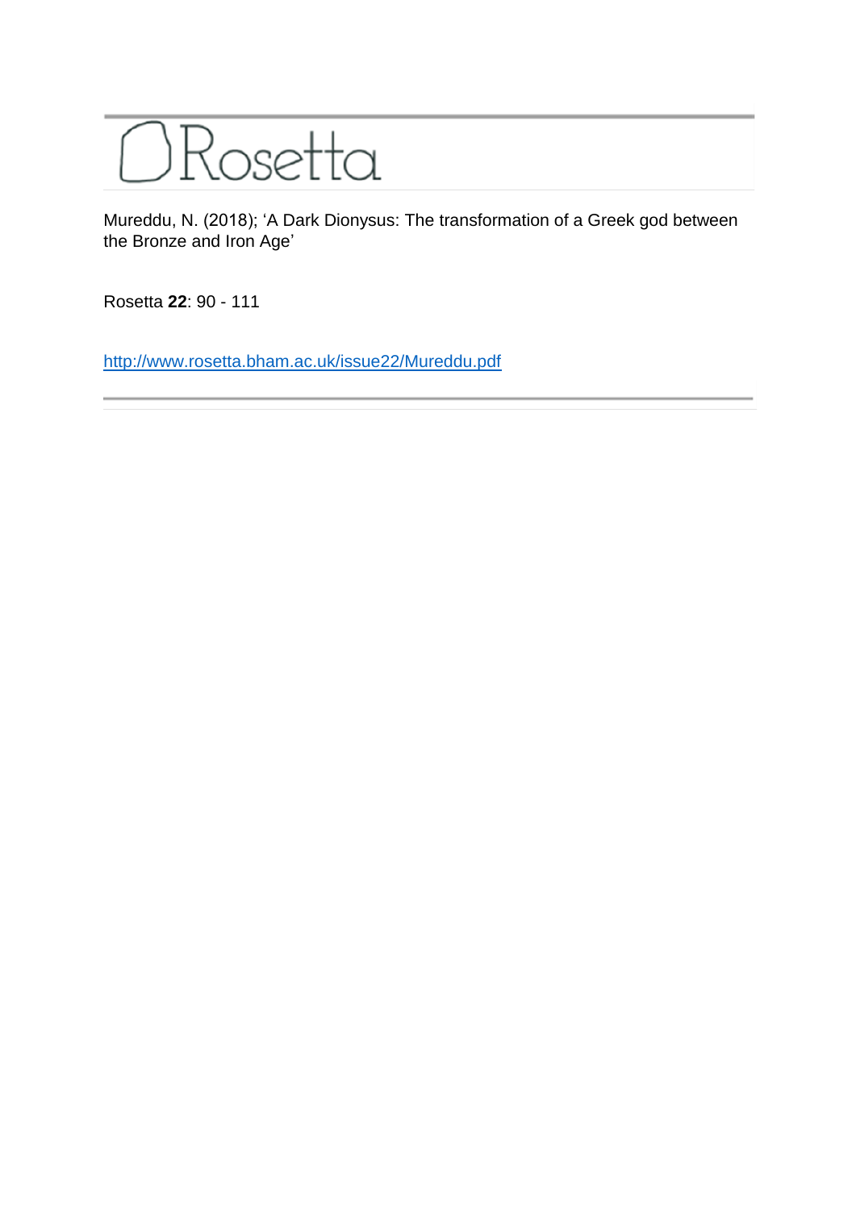# Rosetta

Mureddu, N. (2018); 'A Dark Dionysus: The transformation of a Greek god between the Bronze and Iron Age'

Rosetta **22**: 90 - 111

http://www.rosetta.bham.ac.uk/issue22/Mureddu.pdf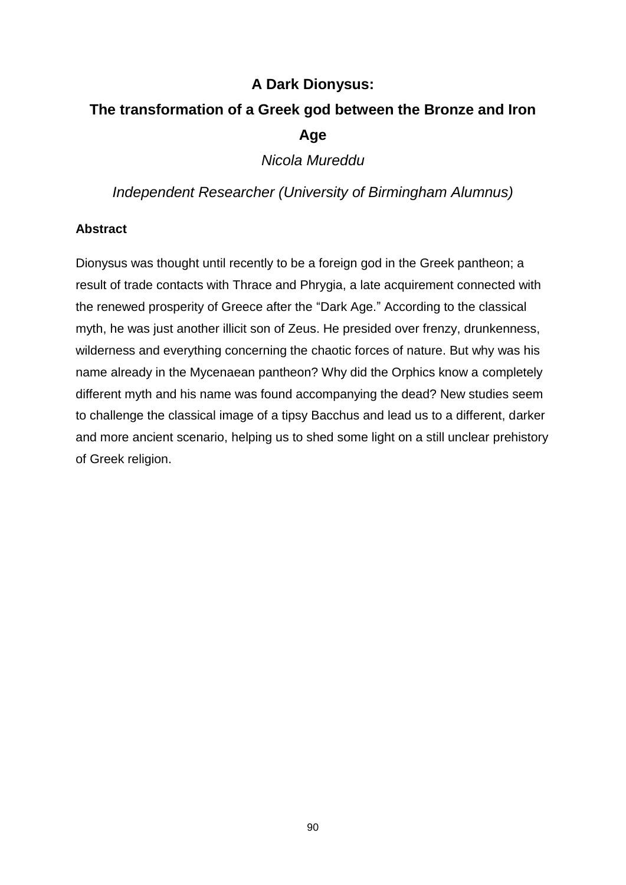# A Dark Dionysus:

# The transformation of a Greek god between the Bronze and Iron Age

*Nicola Mureddu*

*Independent Researcher (University of Birmingham Alumnus)*

## Abstract

Dionysus was thought until recently to be a foreign god in the Greek pantheon; a result of trade contacts with Thrace and Phrygia, a late acquirement connected with the renewed prosperity of Greece after the “Dark Age.” According to the classical myth, he was just another illicit son of Zeus. He presided over frenzy, drunkenness, wilderness and everything concerning the chaotic forces of nature. But why was his name already in the Mycenaean pantheon? Why did the Orphics know a completely different myth and his name was found accompanying the dead? New studies seem to challenge the classical image of a tipsy Bacchus and lead us to a different, darker and more ancient scenario, helping us to shed some light on a still unclear prehistory of Greek religion.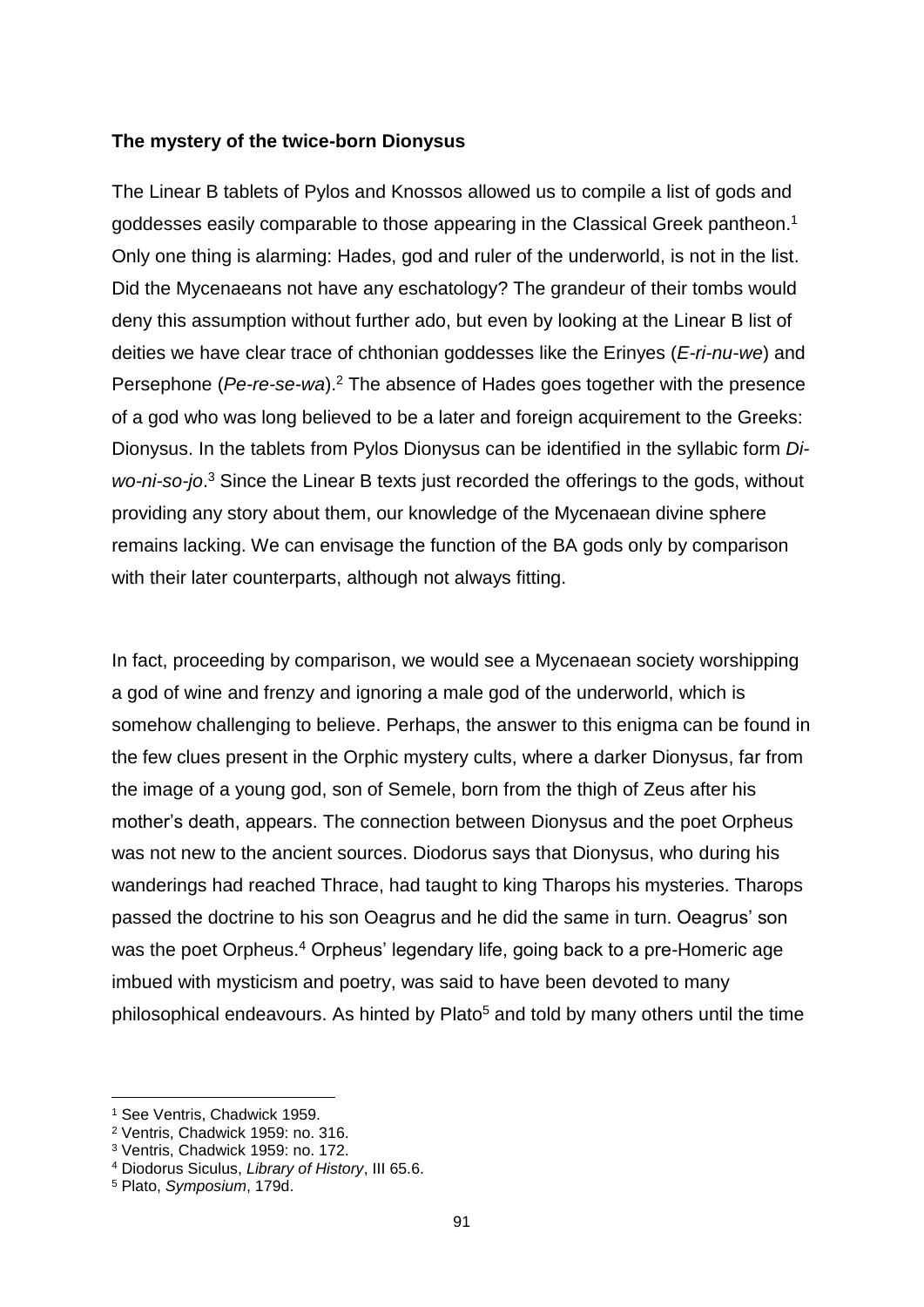**The mystery of the twice-born Dionysus**

The Linear B tablets of Pylos and Knossos allowed us to compile a list of gods and goddesses easily comparable to those appearing in the Classical Greek pantheon.[1] Only one thing is alarming: Hades, god and ruler of the underworld, is not in the list. Did the Mycenaeans not have any eschatology? The grandeur of their tombs would deny this assumption without further ado, but even by looking at the Linear B list of deities we have clear trace of chthonian goddesses like the Erinyes (*E-ri-nu-we*) and Persephone (*Pe-re-se-wa*).[2] The absence of Hades goes together with the presence of a god who was long believed to be a later and foreign acquirement to the Greeks: Dionysus. In the tablets from Pylos Dionysus can be identified in the syllabic form *Di-wo-ni-so-jo*.[3] Since the Linear B texts just recorded the offerings to the gods, without providing any story about them, our knowledge of the Mycenaean divine sphere remains lacking. We can envisage the function of the BA gods only by comparison with their later counterparts, although not always fitting.

In fact, proceeding by comparison, we would see a Mycenaean society worshipping a god of wine and frenzy and ignoring a male god of the underworld, which is somehow challenging to believe. Perhaps, the answer to this enigma can be found in the few clues present in the Orphic mystery cults, where a darker Dionysus, far from the image of a young god, son of Semele, born from the thigh of Zeus after his mother's death, appears. The connection between Dionysus and the poet Orpheus was not new to the ancient sources. Diodorus says that Dionysus, who during his wanderings had reached Thrace, had taught to king Tharops his mysteries. Tharops passed the doctrine to his son Oeagrus and he did the same in turn. Oeagrus' son was the poet Orpheus.[4] Orpheus' legendary life, going back to a pre-Homeric age imbued with mysticism and poetry, was said to have been devoted to many philosophical endeavours. As hinted by Plato[5] and told by many others until the time

[1] See Ventris, Chadwick 1959.

[2] Ventris, Chadwick 1959: no. 316.

[3] Ventris, Chadwick 1959: no. 172.

[4] Diodorus Siculus, *Library of History*, III 65.6.

[5] Plato, *Symposium*, 179d.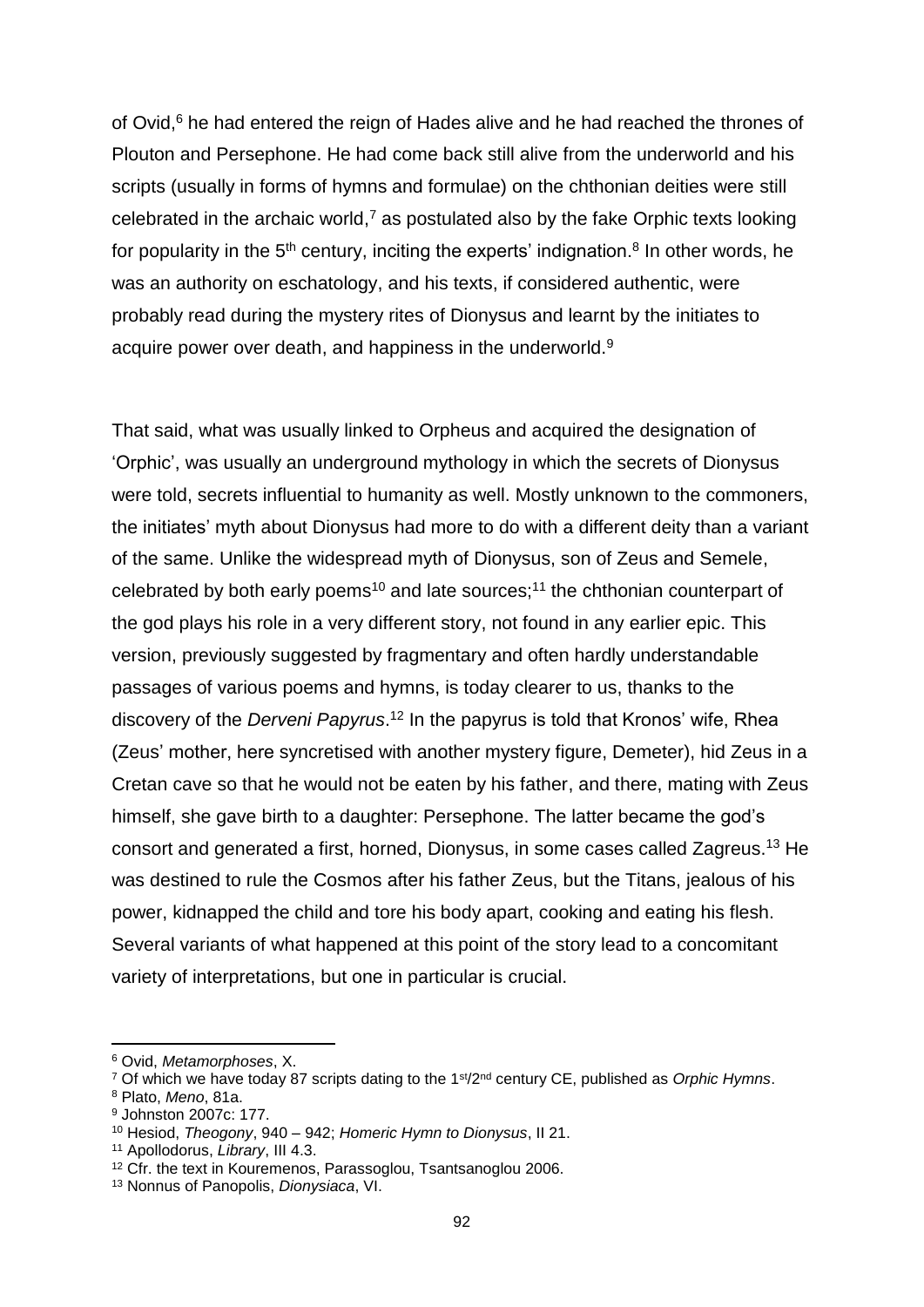of Ovid,[6] he had entered the reign of Hades alive and he had reached the thrones of Plouton and Persephone. He had come back still alive from the underworld and his scripts (usually in forms of hymns and formulae) on the chthonian deities were still celebrated in the archaic world,[7] as postulated also by the fake Orphic texts looking for popularity in the 5th century, inciting the experts' indignation.[8] In other words, he was an authority on eschatology, and his texts, if considered authentic, were probably read during the mystery rites of Dionysus and learnt by the initiates to acquire power over death, and happiness in the underworld.[9]

That said, what was usually linked to Orpheus and acquired the designation of 'Orphic', was usually an underground mythology in which the secrets of Dionysus were told, secrets influential to humanity as well. Mostly unknown to the commoners, the initiates' myth about Dionysus had more to do with a different deity than a variant of the same. Unlike the widespread myth of Dionysus, son of Zeus and Semele, celebrated by both early poems[10] and late sources;[11] the chthonian counterpart of the god plays his role in a very different story, not found in any earlier epic. This version, previously suggested by fragmentary and often hardly understandable passages of various poems and hymns, is today clearer to us, thanks to the discovery of the *Derveni Papyrus*.[12] In the papyrus is told that Kronos' wife, Rhea (Zeus' mother, here syncretised with another mystery figure, Demeter), hid Zeus in a Cretan cave so that he would not be eaten by his father, and there, mating with Zeus himself, she gave birth to a daughter: Persephone. The latter became the god's consort and generated a first, horned, Dionysus, in some cases called Zagreus.[13] He was destined to rule the Cosmos after his father Zeus, but the Titans, jealous of his power, kidnapped the child and tore his body apart, cooking and eating his flesh. Several variants of what happened at this point of the story lead to a concomitant variety of interpretations, but one in particular is crucial.

---

[6] Ovid, *Metamorphoses*, X.

[7] Of which we have today 87 scripts dating to the 1st/2nd century CE, published as *Orphic Hymns*.

[8] Plato, *Meno*, 81a.

[9] Johnston 2007c: 177.

[10] Hesiod, *Theogony*, 940 – 942; *Homeric Hymn to Dionysus*, II 21.

[11] Apollodorus, *Library*, III 4.3.

[12] Cfr. the text in Kouremenos, Parassoglou, Tsantsanoglou 2006.

[13] Nonnus of Panopolis, *Dionysiaca*, VI.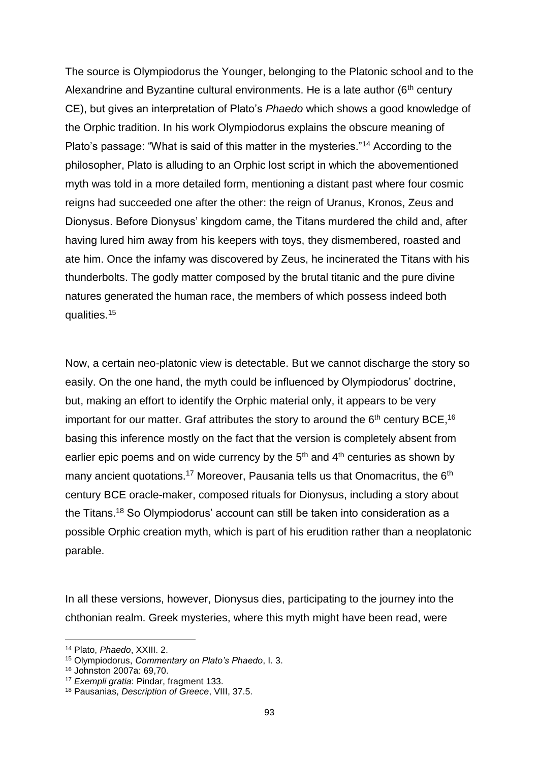The source is Olympiodorus the Younger, belonging to the Platonic school and to the Alexandrine and Byzantine cultural environments. He is a late author (6th century CE), but gives an interpretation of Plato's *Phaedo* which shows a good knowledge of the Orphic tradition. In his work Olympiodorus explains the obscure meaning of Plato's passage: "What is said of this matter in the mysteries."[14] According to the philosopher, Plato is alluding to an Orphic lost script in which the abovementioned myth was told in a more detailed form, mentioning a distant past where four cosmic reigns had succeeded one after the other: the reign of Uranus, Kronos, Zeus and Dionysus. Before Dionysus' kingdom came, the Titans murdered the child and, after having lured him away from his keepers with toys, they dismembered, roasted and ate him. Once the infamy was discovered by Zeus, he incinerated the Titans with his thunderbolts. The godly matter composed by the brutal titanic and the pure divine natures generated the human race, the members of which possess indeed both qualities.[15]

Now, a certain neo-platonic view is detectable. But we cannot discharge the story so easily. On the one hand, the myth could be influenced by Olympiodorus' doctrine, but, making an effort to identify the Orphic material only, it appears to be very important for our matter. Graf attributes the story to around the 6th century BCE,[16] basing this inference mostly on the fact that the version is completely absent from earlier epic poems and on wide currency by the 5th and 4th centuries as shown by many ancient quotations.[17] Moreover, Pausania tells us that Onomacritus, the 6th century BCE oracle-maker, composed rituals for Dionysus, including a story about the Titans.[18] So Olympiodorus' account can still be taken into consideration as a possible Orphic creation myth, which is part of his erudition rather than a neoplatonic parable.

In all these versions, however, Dionysus dies, participating to the journey into the chthonian realm. Greek mysteries, where this myth might have been read, were

---

[14] Plato, *Phaedo*, XXIII. 2.

[15] Olympiodorus, *Commentary on Plato's Phaedo*, I. 3.

[16] Johnston 2007a: 69,70.

[17] *Exempli gratia*: Pindar, fragment 133.

[18] Pausanias, *Description of Greece*, VIII, 37.5.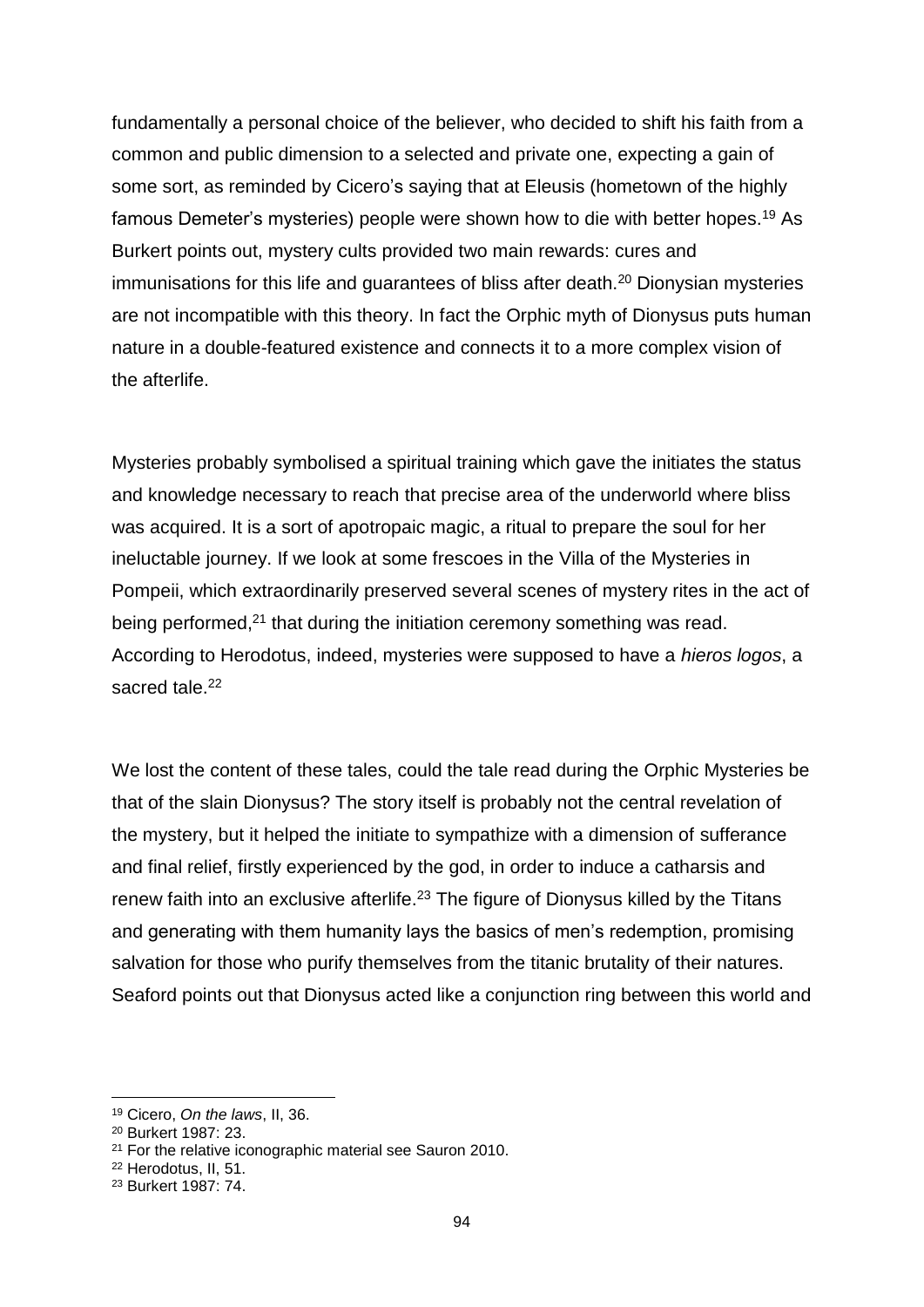fundamentally a personal choice of the believer, who decided to shift his faith from a common and public dimension to a selected and private one, expecting a gain of some sort, as reminded by Cicero's saying that at Eleusis (hometown of the highly famous Demeter's mysteries) people were shown how to die with better hopes.[19] As Burkert points out, mystery cults provided two main rewards: cures and immunisations for this life and guarantees of bliss after death.[20] Dionysian mysteries are not incompatible with this theory. In fact the Orphic myth of Dionysus puts human nature in a double-featured existence and connects it to a more complex vision of the afterlife.

Mysteries probably symbolised a spiritual training which gave the initiates the status and knowledge necessary to reach that precise area of the underworld where bliss was acquired. It is a sort of apotropaic magic, a ritual to prepare the soul for her ineluctable journey. If we look at some frescoes in the Villa of the Mysteries in Pompeii, which extraordinarily preserved several scenes of mystery rites in the act of being performed,[21] that during the initiation ceremony something was read. According to Herodotus, indeed, mysteries were supposed to have a *hieros logos*, a sacred tale.[22]

We lost the content of these tales, could the tale read during the Orphic Mysteries be that of the slain Dionysus? The story itself is probably not the central revelation of the mystery, but it helped the initiate to sympathize with a dimension of sufferance and final relief, firstly experienced by the god, in order to induce a catharsis and renew faith into an exclusive afterlife.[23] The figure of Dionysus killed by the Titans and generating with them humanity lays the basics of men's redemption, promising salvation for those who purify themselves from the titanic brutality of their natures. Seaford points out that Dionysus acted like a conjunction ring between this world and

[19] Cicero, *On the laws*, II, 36.

[20] Burkert 1987: 23.

[21] For the relative iconographic material see Sauron 2010.

[22] Herodotus, II, 51.

[23] Burkert 1987: 74.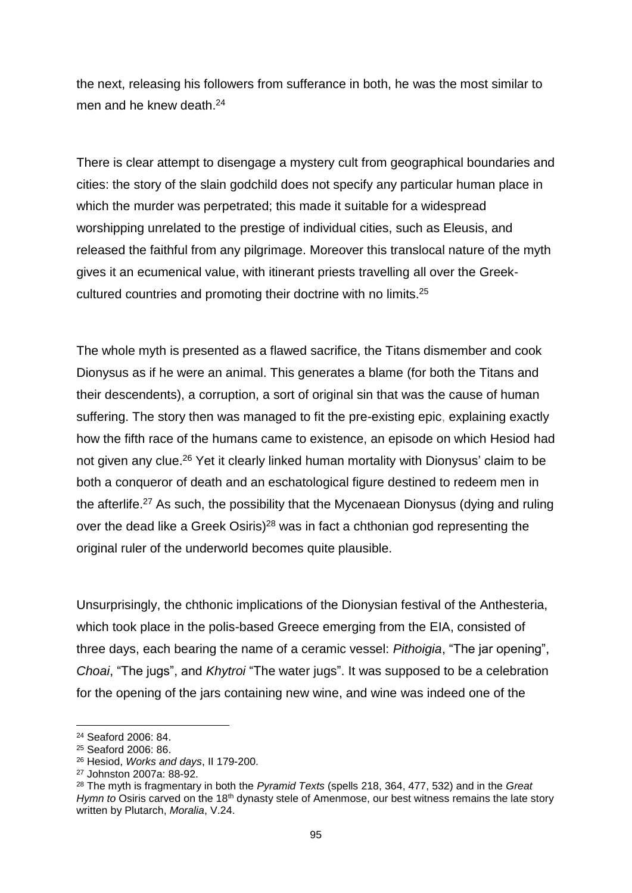the next, releasing his followers from sufferance in both, he was the most similar to men and he knew death.[24]

There is clear attempt to disengage a mystery cult from geographical boundaries and cities: the story of the slain godchild does not specify any particular human place in which the murder was perpetrated; this made it suitable for a widespread worshipping unrelated to the prestige of individual cities, such as Eleusis, and released the faithful from any pilgrimage. Moreover this translocal nature of the myth gives it an ecumenical value, with itinerant priests travelling all over the Greek-cultured countries and promoting their doctrine with no limits.[25]

The whole myth is presented as a flawed sacrifice, the Titans dismember and cook Dionysus as if he were an animal. This generates a blame (for both the Titans and their descendents), a corruption, a sort of original sin that was the cause of human suffering. The story then was managed to fit the pre-existing epic, explaining exactly how the fifth race of the humans came to existence, an episode on which Hesiod had not given any clue.[26] Yet it clearly linked human mortality with Dionysus' claim to be both a conqueror of death and an eschatological figure destined to redeem men in the afterlife.[27] As such, the possibility that the Mycenaean Dionysus (dying and ruling over the dead like a Greek Osiris)[28] was in fact a chthonian god representing the original ruler of the underworld becomes quite plausible.

Unsurprisingly, the chthonic implications of the Dionysian festival of the Anthesteria, which took place in the polis-based Greece emerging from the EIA, consisted of three days, each bearing the name of a ceramic vessel: *Pithoigia*, "The jar opening", *Choai*, "The jugs", and *Khytroi* "The water jugs". It was supposed to be a celebration for the opening of the jars containing new wine, and wine was indeed one of the

---

[24] Seaford 2006: 84.

[25] Seaford 2006: 86.

[26] Hesiod, *Works and days*, II 179-200.

[27] Johnston 2007a: 88-92.

[28] The myth is fragmentary in both the *Pyramid Texts* (spells 218, 364, 477, 532) and in the *Great Hymn to* Osiris carved on the 18th dynasty stele of Amenmose, our best witness remains the late story written by Plutarch, *Moralia*, V.24.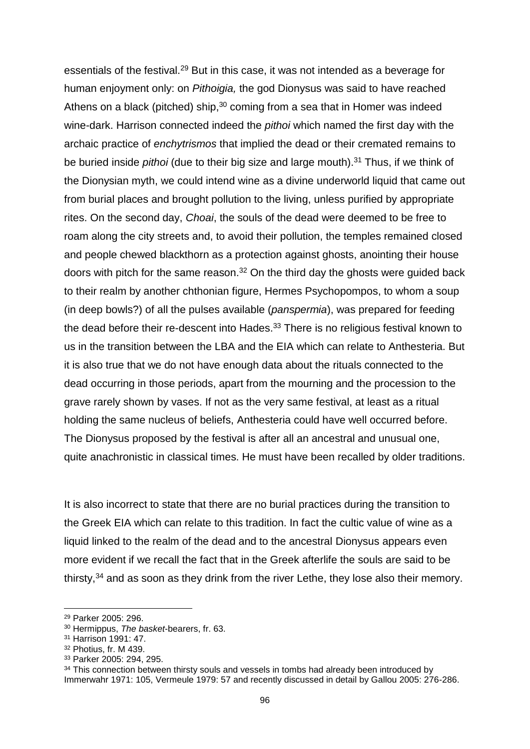essentials of the festival.[29] But in this case, it was not intended as a beverage for human enjoyment only: on *Pithoigia,* the god Dionysus was said to have reached Athens on a black (pitched) ship,[30] coming from a sea that in Homer was indeed wine-dark. Harrison connected indeed the *pithoi* which named the first day with the archaic practice of *enchytrismos* that implied the dead or their cremated remains to be buried inside *pithoi* (due to their big size and large mouth).[31] Thus, if we think of the Dionysian myth, we could intend wine as a divine underworld liquid that came out from burial places and brought pollution to the living, unless purified by appropriate rites. On the second day, *Choai*, the souls of the dead were deemed to be free to roam along the city streets and, to avoid their pollution, the temples remained closed and people chewed blackthorn as a protection against ghosts, anointing their house doors with pitch for the same reason.[32] On the third day the ghosts were guided back to their realm by another chthonian figure, Hermes Psychopompos, to whom a soup (in deep bowls?) of all the pulses available (*panspermia*), was prepared for feeding the dead before their re-descent into Hades.[33] There is no religious festival known to us in the transition between the LBA and the EIA which can relate to Anthesteria. But it is also true that we do not have enough data about the rituals connected to the dead occurring in those periods, apart from the mourning and the procession to the grave rarely shown by vases. If not as the very same festival, at least as a ritual holding the same nucleus of beliefs, Anthesteria could have well occurred before. The Dionysus proposed by the festival is after all an ancestral and unusual one, quite anachronistic in classical times. He must have been recalled by older traditions.

It is also incorrect to state that there are no burial practices during the transition to the Greek EIA which can relate to this tradition. In fact the cultic value of wine as a liquid linked to the realm of the dead and to the ancestral Dionysus appears even more evident if we recall the fact that in the Greek afterlife the souls are said to be thirsty,[34] and as soon as they drink from the river Lethe, they lose also their memory.

---

[29] Parker 2005: 296.

[30] Hermippus, *The basket*-bearers, fr. 63.

[31] Harrison 1991: 47.

[32] Photius, fr. M 439.

[33] Parker 2005: 294, 295.

[34] This connection between thirsty souls and vessels in tombs had already been introduced by Immerwahr 1971: 105, Vermeule 1979: 57 and recently discussed in detail by Gallou 2005: 276-286.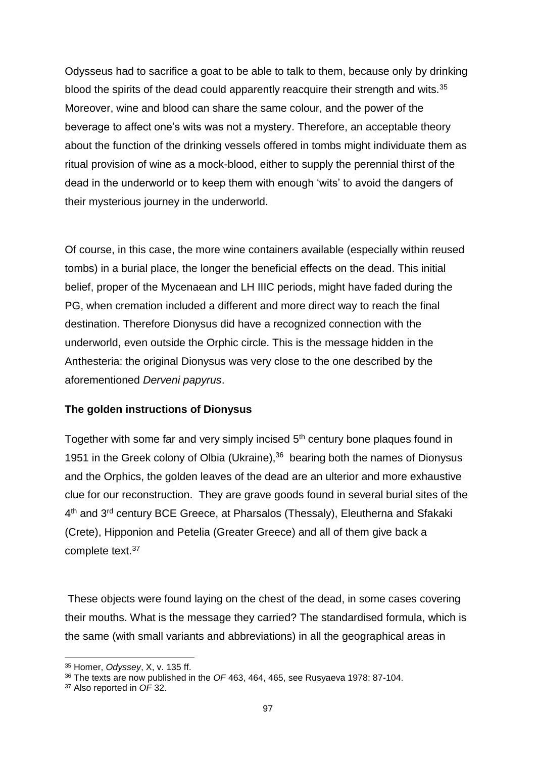Odysseus had to sacrifice a goat to be able to talk to them, because only by drinking blood the spirits of the dead could apparently reacquire their strength and wits.[35] Moreover, wine and blood can share the same colour, and the power of the beverage to affect one's wits was not a mystery. Therefore, an acceptable theory about the function of the drinking vessels offered in tombs might individuate them as ritual provision of wine as a mock-blood, either to supply the perennial thirst of the dead in the underworld or to keep them with enough 'wits' to avoid the dangers of their mysterious journey in the underworld.

Of course, in this case, the more wine containers available (especially within reused tombs) in a burial place, the longer the beneficial effects on the dead. This initial belief, proper of the Mycenaean and LH IIIC periods, might have faded during the PG, when cremation included a different and more direct way to reach the final destination. Therefore Dionysus did have a recognized connection with the underworld, even outside the Orphic circle. This is the message hidden in the Anthesteria: the original Dionysus was very close to the one described by the aforementioned *Derveni papyrus*.

**The golden instructions of Dionysus**

Together with some far and very simply incised 5th century bone plaques found in 1951 in the Greek colony of Olbia (Ukraine),[36] bearing both the names of Dionysus and the Orphics, the golden leaves of the dead are an ulterior and more exhaustive clue for our reconstruction. They are grave goods found in several burial sites of the 4th and 3rd century BCE Greece, at Pharsalos (Thessaly), Eleutherna and Sfakaki (Crete), Hipponion and Petelia (Greater Greece) and all of them give back a complete text.[37]

These objects were found laying on the chest of the dead, in some cases covering their mouths. What is the message they carried? The standardised formula, which is the same (with small variants and abbreviations) in all the geographical areas in

---

[35] Homer, *Odyssey*, X, v. 135 ff.

[36] The texts are now published in the *OF* 463, 464, 465, see Rusyaeva 1978: 87-104.

[37] Also reported in *OF* 32.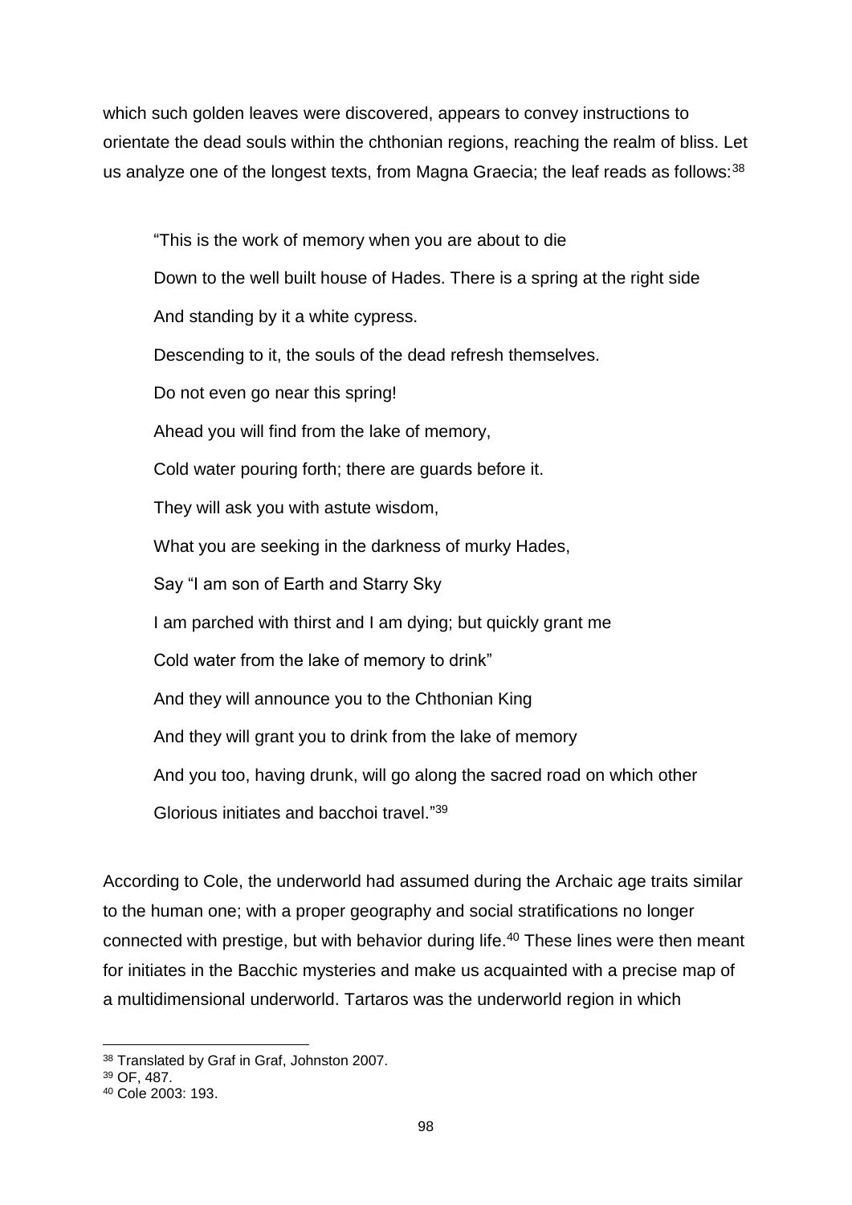which such golden leaves were discovered, appears to convey instructions to orientate the dead souls within the chthonian regions, reaching the realm of bliss. Let us analyze one of the longest texts, from Magna Graecia; the leaf reads as follows:[38]

> "This is the work of memory when you are about to die
>
> Down to the well built house of Hades. There is a spring at the right side
>
> And standing by it a white cypress.
>
> Descending to it, the souls of the dead refresh themselves.
>
> Do not even go near this spring!
>
> Ahead you will find from the lake of memory,
>
> Cold water pouring forth; there are guards before it.
>
> They will ask you with astute wisdom,
>
> What you are seeking in the darkness of murky Hades,
>
> Say "I am son of Earth and Starry Sky
>
> I am parched with thirst and I am dying; but quickly grant me
>
> Cold water from the lake of memory to drink"
>
> And they will announce you to the Chthonian King
>
> And they will grant you to drink from the lake of memory
>
> And you too, having drunk, will go along the sacred road on which other
>
> Glorious initiates and bacchoi travel."[39]

According to Cole, the underworld had assumed during the Archaic age traits similar to the human one; with a proper geography and social stratifications no longer connected with prestige, but with behavior during life.[40] These lines were then meant for initiates in the Bacchic mysteries and make us acquainted with a precise map of a multidimensional underworld. Tartaros was the underworld region in which

---

[38] Translated by Graf in Graf, Johnston 2007.

[39] OF, 487.

[40] Cole 2003: 193.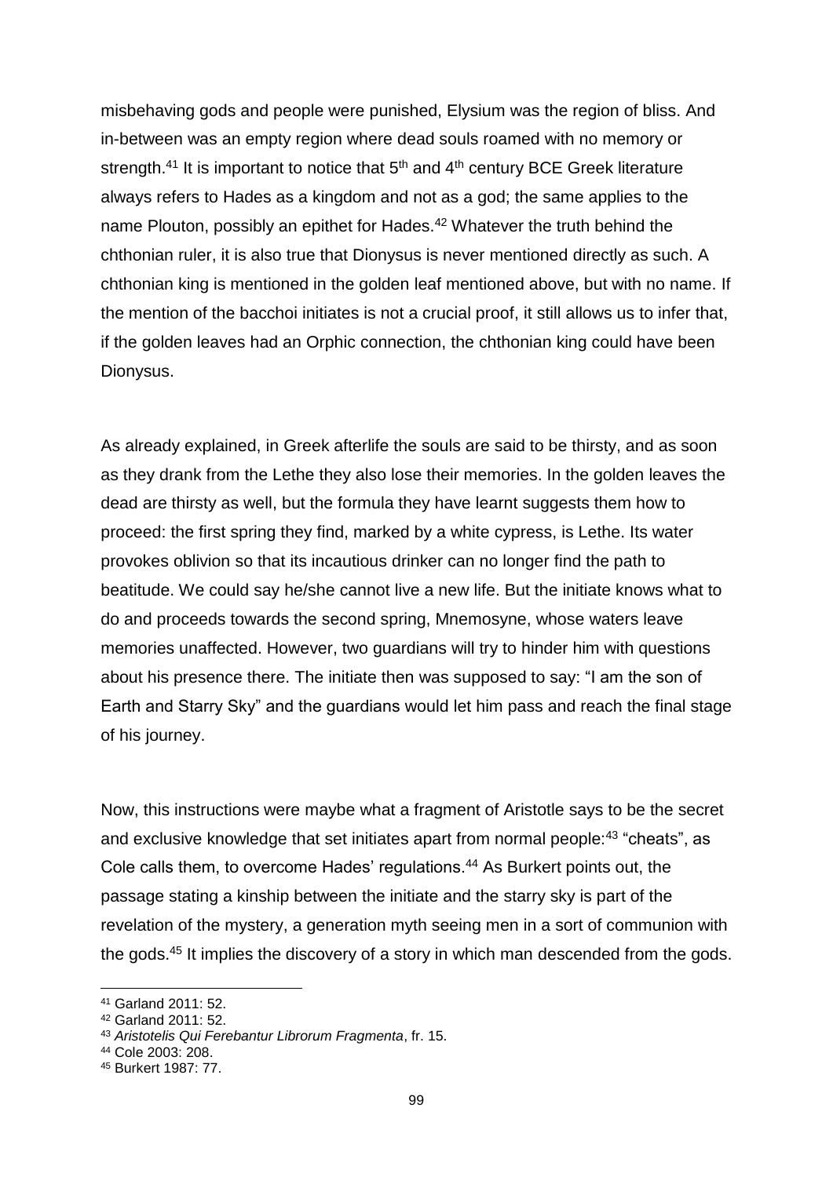misbehaving gods and people were punished, Elysium was the region of bliss. And in-between was an empty region where dead souls roamed with no memory or strength.[41] It is important to notice that 5th and 4th century BCE Greek literature always refers to Hades as a kingdom and not as a god; the same applies to the name Plouton, possibly an epithet for Hades.[42] Whatever the truth behind the chthonian ruler, it is also true that Dionysus is never mentioned directly as such. A chthonian king is mentioned in the golden leaf mentioned above, but with no name. If the mention of the bacchoi initiates is not a crucial proof, it still allows us to infer that, if the golden leaves had an Orphic connection, the chthonian king could have been Dionysus.

As already explained, in Greek afterlife the souls are said to be thirsty, and as soon as they drank from the Lethe they also lose their memories. In the golden leaves the dead are thirsty as well, but the formula they have learnt suggests them how to proceed: the first spring they find, marked by a white cypress, is Lethe. Its water provokes oblivion so that its incautious drinker can no longer find the path to beatitude. We could say he/she cannot live a new life. But the initiate knows what to do and proceeds towards the second spring, Mnemosyne, whose waters leave memories unaffected. However, two guardians will try to hinder him with questions about his presence there. The initiate then was supposed to say: "I am the son of Earth and Starry Sky" and the guardians would let him pass and reach the final stage of his journey.

Now, this instructions were maybe what a fragment of Aristotle says to be the secret and exclusive knowledge that set initiates apart from normal people:[43] "cheats", as Cole calls them, to overcome Hades' regulations.[44] As Burkert points out, the passage stating a kinship between the initiate and the starry sky is part of the revelation of the mystery, a generation myth seeing men in a sort of communion with the gods.[45] It implies the discovery of a story in which man descended from the gods.

---

[41] Garland 2011: 52.

[42] Garland 2011: 52.

[43] *Aristotelis Qui Ferebantur Librorum Fragmenta*, fr. 15.

[44] Cole 2003: 208.

[45] Burkert 1987: 77.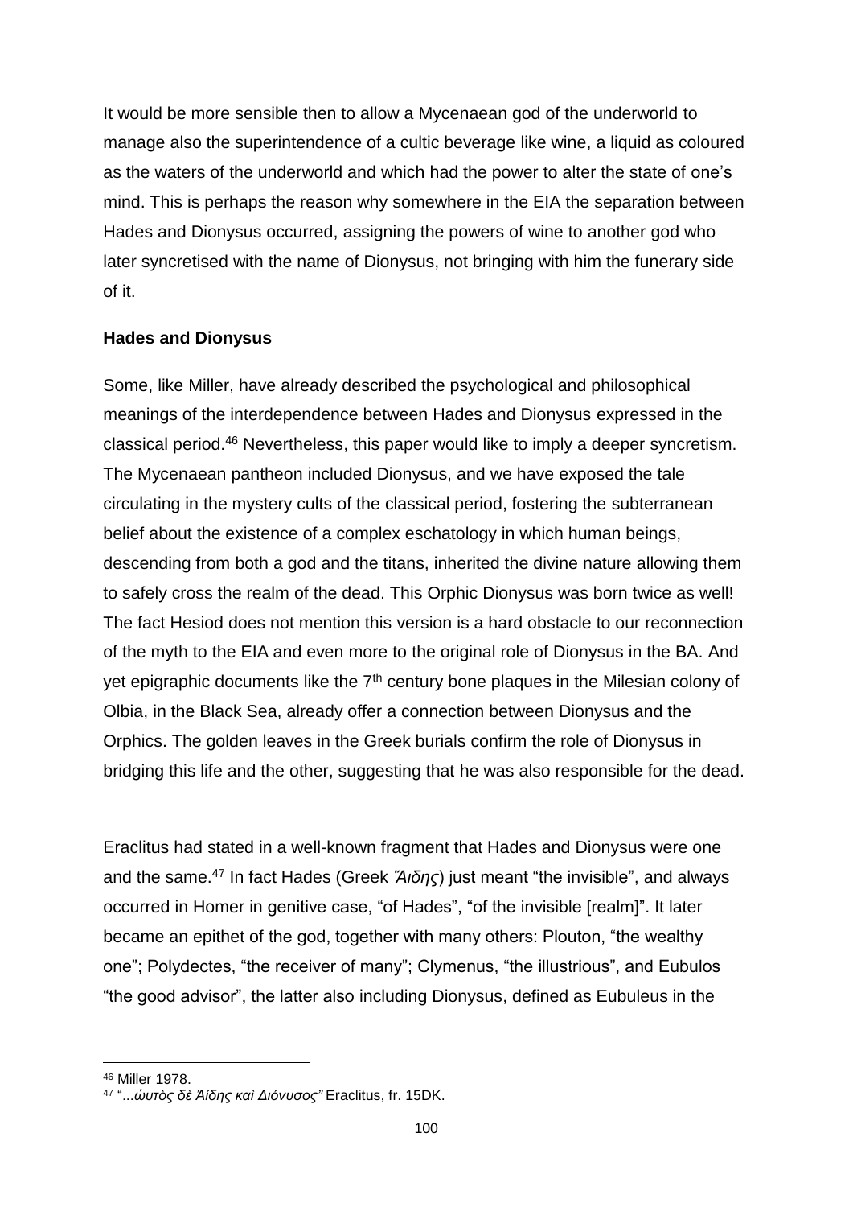It would be more sensible then to allow a Mycenaean god of the underworld to manage also the superintendence of a cultic beverage like wine, a liquid as coloured as the waters of the underworld and which had the power to alter the state of one's mind. This is perhaps the reason why somewhere in the EIA the separation between Hades and Dionysus occurred, assigning the powers of wine to another god who later syncretised with the name of Dionysus, not bringing with him the funerary side of it.

**Hades and Dionysus**

Some, like Miller, have already described the psychological and philosophical meanings of the interdependence between Hades and Dionysus expressed in the classical period.[46] Nevertheless, this paper would like to imply a deeper syncretism. The Mycenaean pantheon included Dionysus, and we have exposed the tale circulating in the mystery cults of the classical period, fostering the subterranean belief about the existence of a complex eschatology in which human beings, descending from both a god and the titans, inherited the divine nature allowing them to safely cross the realm of the dead. This Orphic Dionysus was born twice as well! The fact Hesiod does not mention this version is a hard obstacle to our reconnection of the myth to the EIA and even more to the original role of Dionysus in the BA. And yet epigraphic documents like the 7th century bone plaques in the Milesian colony of Olbia, in the Black Sea, already offer a connection between Dionysus and the Orphics. The golden leaves in the Greek burials confirm the role of Dionysus in bridging this life and the other, suggesting that he was also responsible for the dead.

Eraclitus had stated in a well-known fragment that Hades and Dionysus were one and the same.[47] In fact Hades (Greek *Ἅιδης*) just meant "the invisible", and always occurred in Homer in genitive case, "of Hades", "of the invisible [realm]". It later became an epithet of the god, together with many others: Plouton, "the wealthy one"; Polydectes, "the receiver of many"; Clymenus, "the illustrious", and Eubulos "the good advisor", the latter also including Dionysus, defined as Eubuleus in the

---

[46] Miller 1978.

[47] "...*ὡυτὸς δὲ Ἀίδης καὶ Διόνυσος"* Eraclitus, fr. 15DK.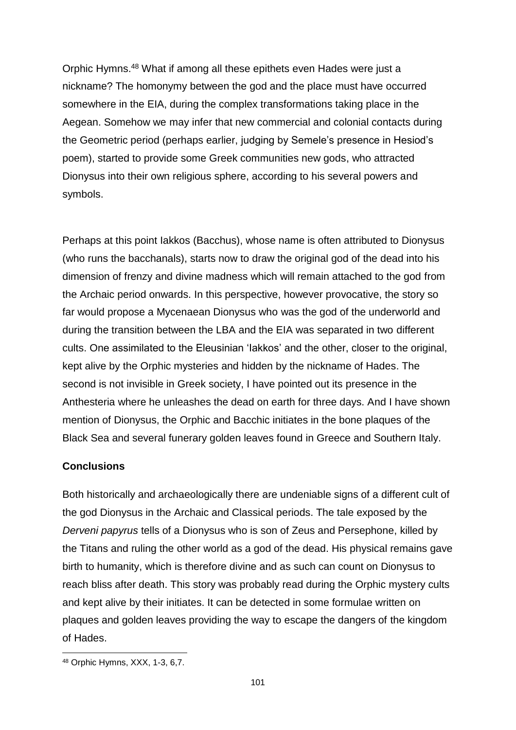Orphic Hymns.[48] What if among all these epithets even Hades were just a nickname? The homonymy between the god and the place must have occurred somewhere in the EIA, during the complex transformations taking place in the Aegean. Somehow we may infer that new commercial and colonial contacts during the Geometric period (perhaps earlier, judging by Semele's presence in Hesiod's poem), started to provide some Greek communities new gods, who attracted Dionysus into their own religious sphere, according to his several powers and symbols.

Perhaps at this point Iakkos (Bacchus), whose name is often attributed to Dionysus (who runs the bacchanals), starts now to draw the original god of the dead into his dimension of frenzy and divine madness which will remain attached to the god from the Archaic period onwards. In this perspective, however provocative, the story so far would propose a Mycenaean Dionysus who was the god of the underworld and during the transition between the LBA and the EIA was separated in two different cults. One assimilated to the Eleusinian 'Iakkos' and the other, closer to the original, kept alive by the Orphic mysteries and hidden by the nickname of Hades. The second is not invisible in Greek society, I have pointed out its presence in the Anthesteria where he unleashes the dead on earth for three days. And I have shown mention of Dionysus, the Orphic and Bacchic initiates in the bone plaques of the Black Sea and several funerary golden leaves found in Greece and Southern Italy.

**Conclusions**

Both historically and archaeologically there are undeniable signs of a different cult of the god Dionysus in the Archaic and Classical periods. The tale exposed by the *Derveni papyrus* tells of a Dionysus who is son of Zeus and Persephone, killed by the Titans and ruling the other world as a god of the dead. His physical remains gave birth to humanity, which is therefore divine and as such can count on Dionysus to reach bliss after death. This story was probably read during the Orphic mystery cults and kept alive by their initiates. It can be detected in some formulae written on plaques and golden leaves providing the way to escape the dangers of the kingdom of Hades.

[48] Orphic Hymns, XXX, 1-3, 6,7.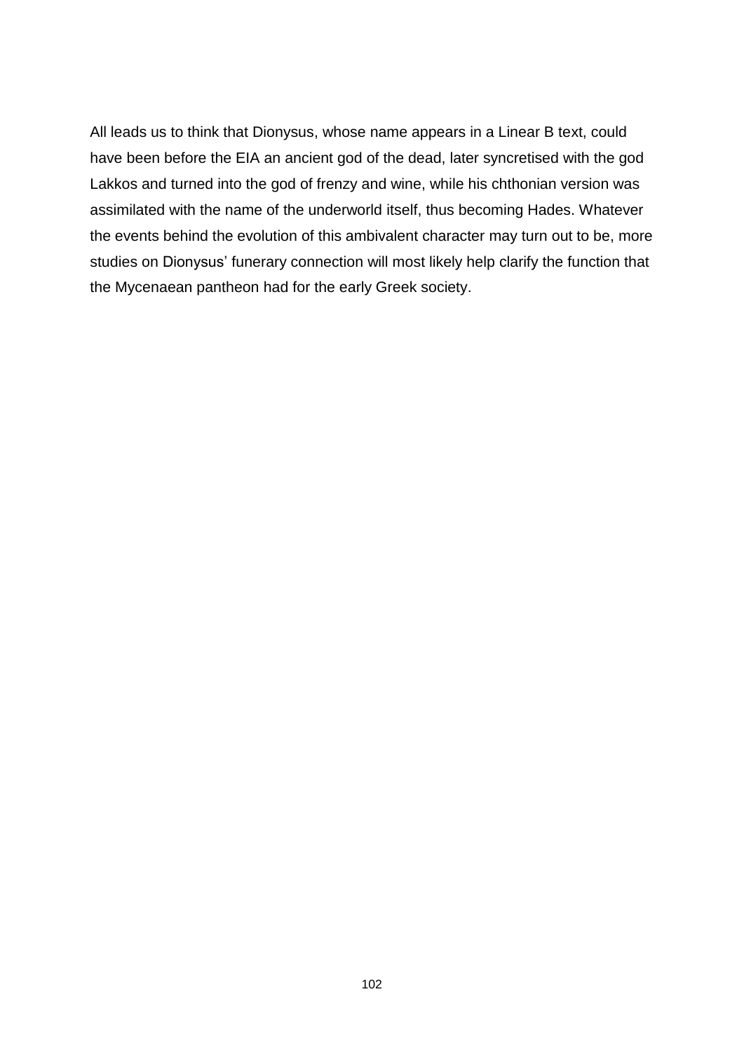All leads us to think that Dionysus, whose name appears in a Linear B text, could have been before the EIA an ancient god of the dead, later syncretised with the god Lakkos and turned into the god of frenzy and wine, while his chthonian version was assimilated with the name of the underworld itself, thus becoming Hades. Whatever the events behind the evolution of this ambivalent character may turn out to be, more studies on Dionysus' funerary connection will most likely help clarify the function that the Mycenaean pantheon had for the early Greek society.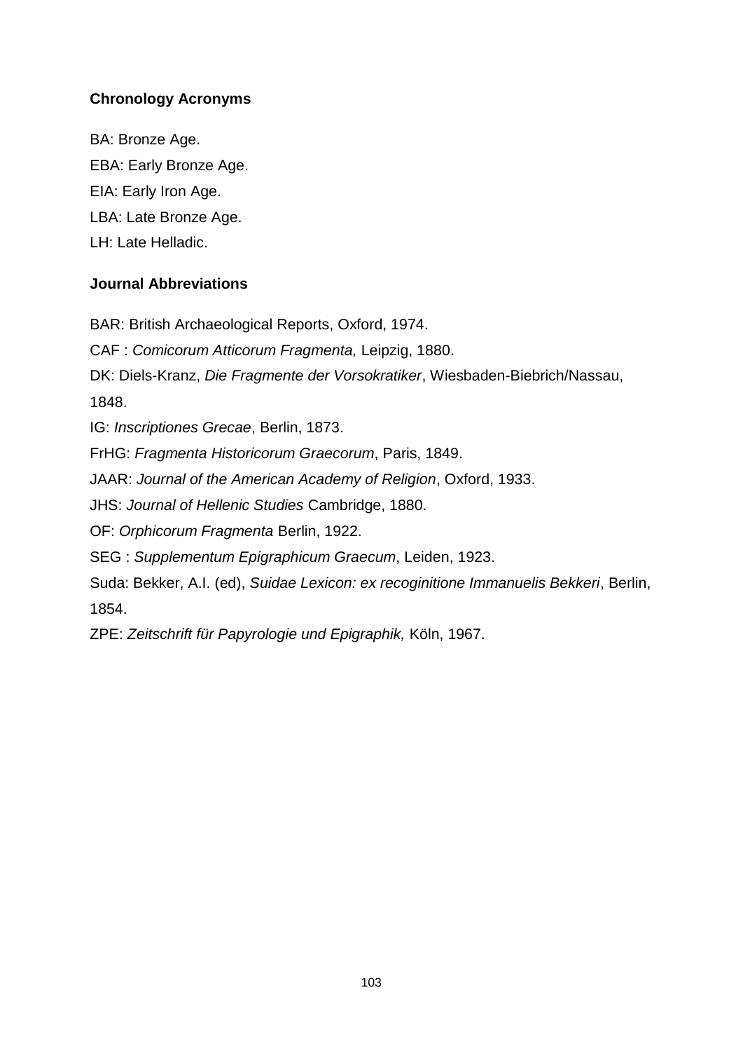### Chronology Acronyms

BA: Bronze Age.

EBA: Early Bronze Age.

EIA: Early Iron Age.

LBA: Late Bronze Age.

LH: Late Helladic.

### Journal Abbreviations

BAR: British Archaeological Reports, Oxford, 1974.

CAF : *Comicorum Atticorum Fragmenta,* Leipzig, 1880.

DK: Diels-Kranz, *Die Fragmente der Vorsokratiker*, Wiesbaden-Biebrich/Nassau, 1848.

IG: *Inscriptiones Grecae*, Berlin, 1873.

FrHG: *Fragmenta Historicorum Graecorum*, Paris, 1849.

JAAR: *Journal of the American Academy of Religion*, Oxford, 1933.

JHS: *Journal of Hellenic Studies* Cambridge, 1880.

OF: *Orphicorum Fragmenta* Berlin, 1922.

SEG : *Supplementum Epigraphicum Graecum*, Leiden, 1923.

Suda: Bekker, A.I. (ed), *Suidae Lexicon: ex recoginitione Immanuelis Bekkeri*, Berlin, 1854.

ZPE: *Zeitschrift für Papyrologie und Epigraphik,* Köln, 1967.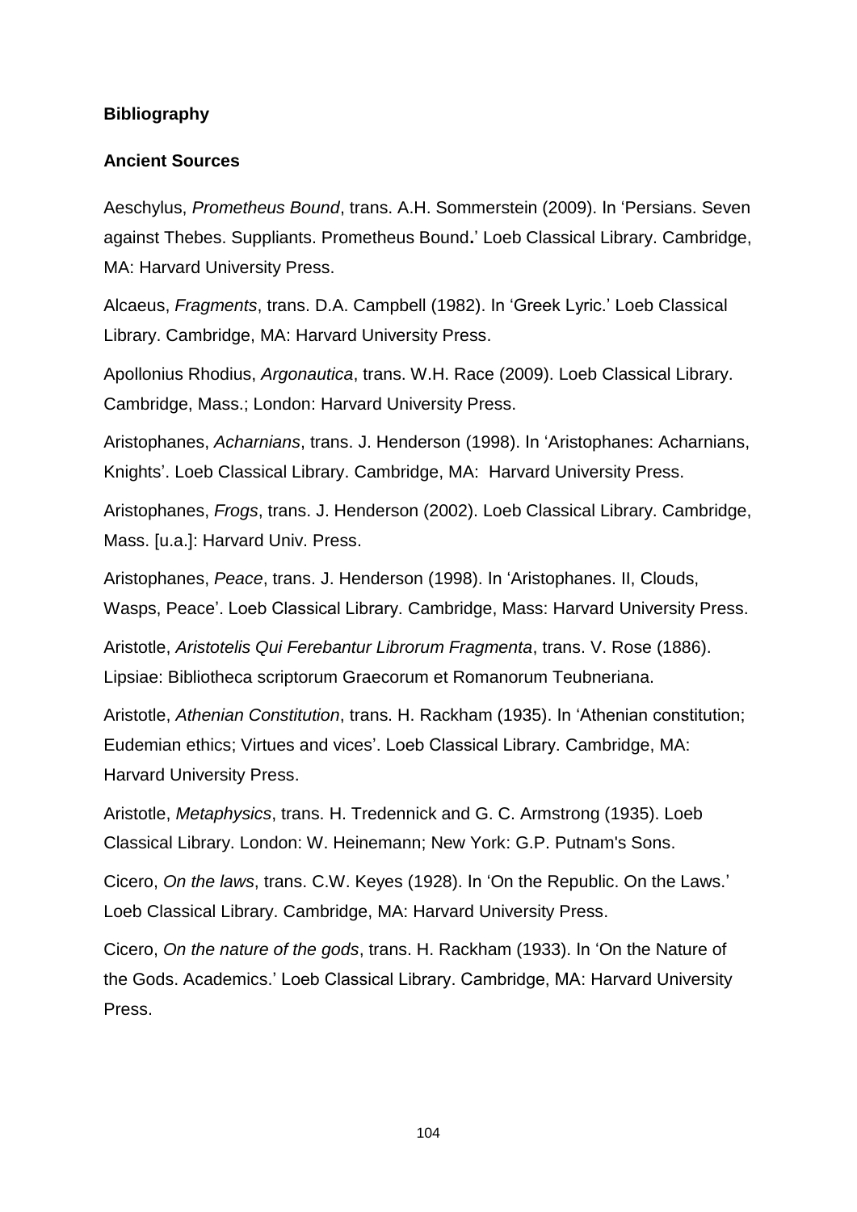## Bibliography

### Ancient Sources

Aeschylus, *Prometheus Bound*, trans. A.H. Sommerstein (2009). In 'Persians. Seven against Thebes. Suppliants. Prometheus Bound**.**' Loeb Classical Library. Cambridge, MA: Harvard University Press.

Alcaeus, *Fragments*, trans. D.A. Campbell (1982). In 'Greek Lyric.' Loeb Classical Library. Cambridge, MA: Harvard University Press.

Apollonius Rhodius, *Argonautica*, trans. W.H. Race (2009). Loeb Classical Library. Cambridge, Mass.; London: Harvard University Press.

Aristophanes, *Acharnians*, trans. J. Henderson (1998). In 'Aristophanes: Acharnians, Knights'. Loeb Classical Library. Cambridge, MA: Harvard University Press.

Aristophanes, *Frogs*, trans. J. Henderson (2002). Loeb Classical Library. Cambridge, Mass. [u.a.]: Harvard Univ. Press.

Aristophanes, *Peace*, trans. J. Henderson (1998). In 'Aristophanes. II, Clouds, Wasps, Peace'. Loeb Classical Library. Cambridge, Mass: Harvard University Press.

Aristotle, *Aristotelis Qui Ferebantur Librorum Fragmenta*, trans. V. Rose (1886). Lipsiae: Bibliotheca scriptorum Graecorum et Romanorum Teubneriana.

Aristotle, *Athenian Constitution*, trans. H. Rackham (1935). In 'Athenian constitution; Eudemian ethics; Virtues and vices'. Loeb Classical Library. Cambridge, MA: Harvard University Press.

Aristotle, *Metaphysics*, trans. H. Tredennick and G. C. Armstrong (1935). Loeb Classical Library. London: W. Heinemann; New York: G.P. Putnam's Sons.

Cicero, *On the laws*, trans. C.W. Keyes (1928). In 'On the Republic. On the Laws.' Loeb Classical Library. Cambridge, MA: Harvard University Press.

Cicero, *On the nature of the gods*, trans. H. Rackham (1933). In 'On the Nature of the Gods. Academics.' Loeb Classical Library. Cambridge, MA: Harvard University Press.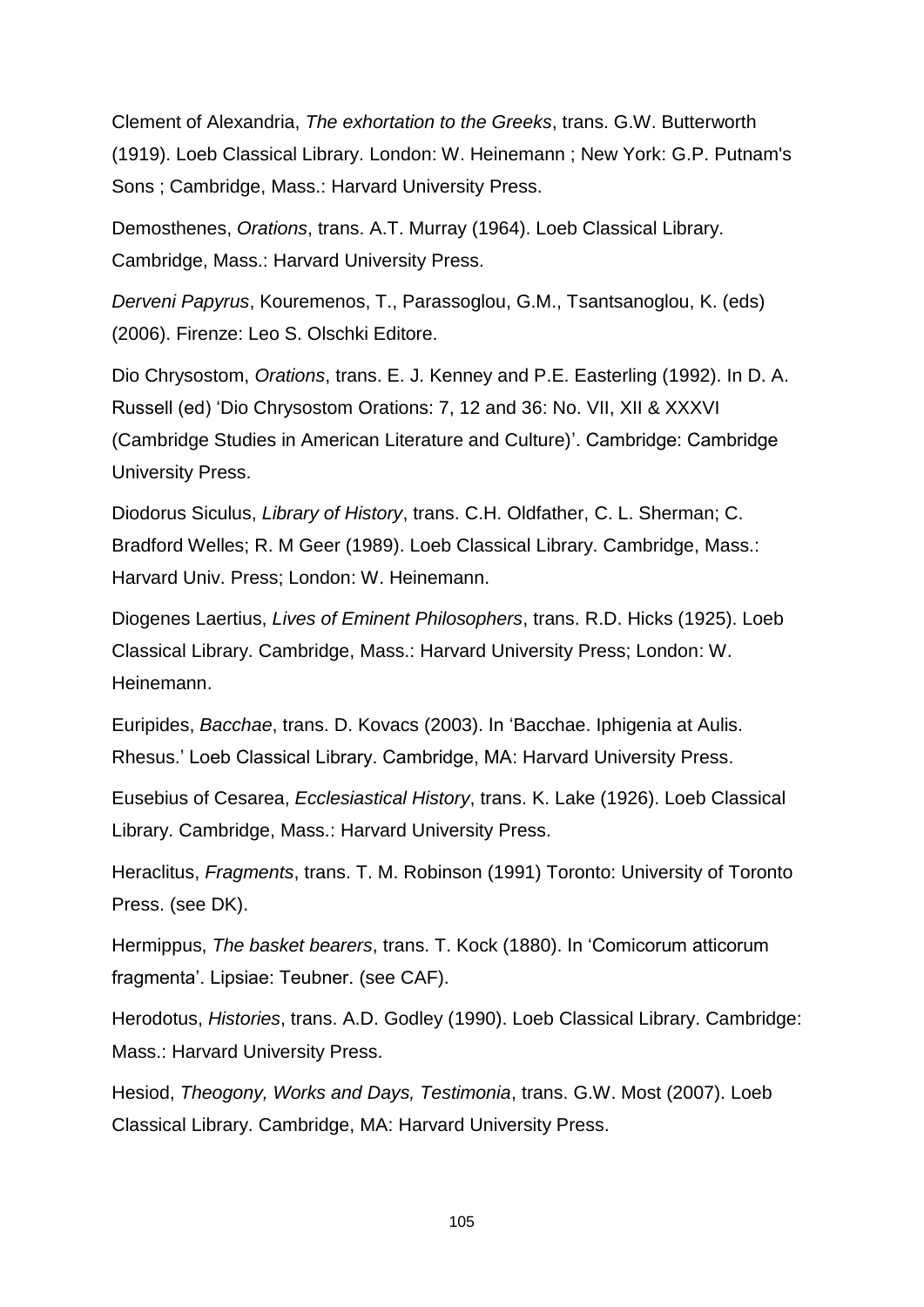Clement of Alexandria, *The exhortation to the Greeks*, trans. G.W. Butterworth (1919). Loeb Classical Library. London: W. Heinemann ; New York: G.P. Putnam's Sons ; Cambridge, Mass.: Harvard University Press.

Demosthenes, *Orations*, trans. A.T. Murray (1964). Loeb Classical Library. Cambridge, Mass.: Harvard University Press.

*Derveni Papyrus*, Kouremenos, T., Parassoglou, G.M., Tsantsanoglou, K. (eds) (2006). Firenze: Leo S. Olschki Editore.

Dio Chrysostom, *Orations*, trans. E. J. Kenney and P.E. Easterling (1992). In D. A. Russell (ed) 'Dio Chrysostom Orations: 7, 12 and 36: No. VII, XII & XXXVI (Cambridge Studies in American Literature and Culture)'. Cambridge: Cambridge University Press.

Diodorus Siculus, *Library of History*, trans. C.H. Oldfather, C. L. Sherman; C. Bradford Welles; R. M Geer (1989). Loeb Classical Library. Cambridge, Mass.: Harvard Univ. Press; London: W. Heinemann.

Diogenes Laertius, *Lives of Eminent Philosophers*, trans. R.D. Hicks (1925). Loeb Classical Library. Cambridge, Mass.: Harvard University Press; London: W. Heinemann.

Euripides, *Bacchae*, trans. D. Kovacs (2003). In 'Bacchae. Iphigenia at Aulis. Rhesus.' Loeb Classical Library. Cambridge, MA: Harvard University Press.

Eusebius of Cesarea, *Ecclesiastical History*, trans. K. Lake (1926). Loeb Classical Library. Cambridge, Mass.: Harvard University Press.

Heraclitus, *Fragments*, trans. T. M. Robinson (1991) Toronto: University of Toronto Press. (see DK).

Hermippus, *The basket bearers*, trans. T. Kock (1880). In 'Comicorum atticorum fragmenta'. Lipsiae: Teubner. (see CAF).

Herodotus, *Histories*, trans. A.D. Godley (1990). Loeb Classical Library. Cambridge: Mass.: Harvard University Press.

Hesiod, *Theogony, Works and Days, Testimonia*, trans. G.W. Most (2007). Loeb Classical Library. Cambridge, MA: Harvard University Press.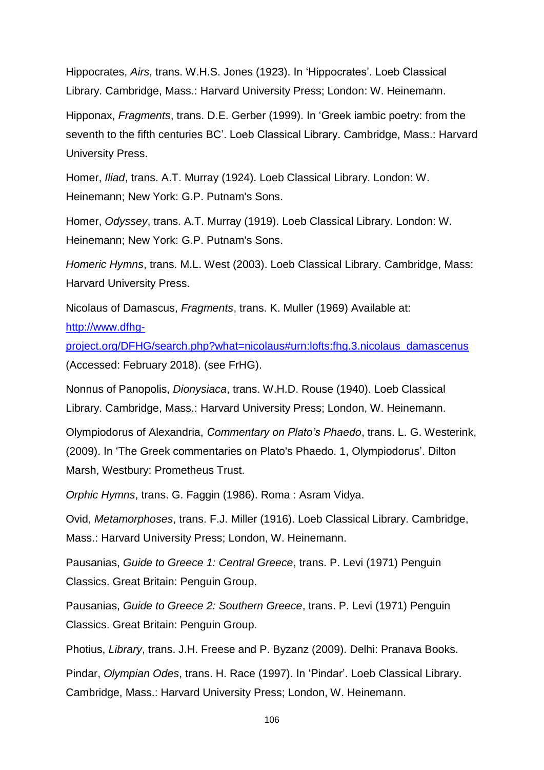Hippocrates, *Airs*, trans. W.H.S. Jones (1923). In 'Hippocrates'. Loeb Classical Library. Cambridge, Mass.: Harvard University Press; London: W. Heinemann.

Hipponax, *Fragments*, trans. D.E. Gerber (1999). In 'Greek iambic poetry: from the seventh to the fifth centuries BC'. Loeb Classical Library. Cambridge, Mass.: Harvard University Press.

Homer, *Iliad*, trans. A.T. Murray (1924). Loeb Classical Library. London: W. Heinemann; New York: G.P. Putnam's Sons.

Homer, *Odyssey*, trans. A.T. Murray (1919). Loeb Classical Library. London: W. Heinemann; New York: G.P. Putnam's Sons.

*Homeric Hymns*, trans. M.L. West (2003). Loeb Classical Library. Cambridge, Mass: Harvard University Press.

Nicolaus of Damascus, *Fragments*, trans. K. Muller (1969) Available at: [http://www.dfhg-project.org/DFHG/search.php?what=nicolaus#urn:lofts:fhg.3.nicolaus_damascenus](http://www.dfhg-project.org/DFHG/search.php?what=nicolaus#urn:lofts:fhg.3.nicolaus_damascenus) (Accessed: February 2018). (see FrHG).

Nonnus of Panopolis, *Dionysiaca*, trans. W.H.D. Rouse (1940). Loeb Classical Library. Cambridge, Mass.: Harvard University Press; London, W. Heinemann.

Olympiodorus of Alexandria, *Commentary on Plato's Phaedo*, trans. L. G. Westerink, (2009). In 'The Greek commentaries on Plato's Phaedo. 1, Olympiodorus'. Dilton Marsh, Westbury: Prometheus Trust.

*Orphic Hymns*, trans. G. Faggin (1986). Roma : Asram Vidya.

Ovid, *Metamorphoses*, trans. F.J. Miller (1916). Loeb Classical Library. Cambridge, Mass.: Harvard University Press; London, W. Heinemann.

Pausanias, *Guide to Greece 1: Central Greece*, trans. P. Levi (1971) Penguin Classics. Great Britain: Penguin Group.

Pausanias, *Guide to Greece 2: Southern Greece*, trans. P. Levi (1971) Penguin Classics. Great Britain: Penguin Group.

Photius, *Library*, trans. J.H. Freese and P. Byzanz (2009). Delhi: Pranava Books.

Pindar, *Olympian Odes*, trans. H. Race (1997). In 'Pindar'. Loeb Classical Library. Cambridge, Mass.: Harvard University Press; London, W. Heinemann.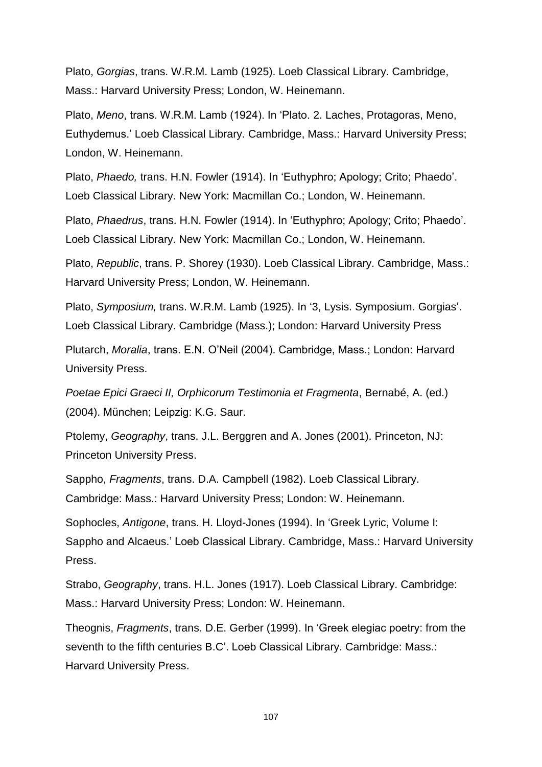Plato, *Gorgias*, trans. W.R.M. Lamb (1925). Loeb Classical Library. Cambridge, Mass.: Harvard University Press; London, W. Heinemann.

Plato, *Meno*, trans. W.R.M. Lamb (1924). In 'Plato. 2. Laches, Protagoras, Meno, Euthydemus.' Loeb Classical Library. Cambridge, Mass.: Harvard University Press; London, W. Heinemann.

Plato, *Phaedo,* trans. H.N. Fowler (1914). In 'Euthyphro; Apology; Crito; Phaedo'. Loeb Classical Library. New York: Macmillan Co.; London, W. Heinemann.

Plato, *Phaedrus*, trans. H.N. Fowler (1914). In 'Euthyphro; Apology; Crito; Phaedo'. Loeb Classical Library. New York: Macmillan Co.; London, W. Heinemann.

Plato, *Republic*, trans. P. Shorey (1930). Loeb Classical Library. Cambridge, Mass.: Harvard University Press; London, W. Heinemann.

Plato, *Symposium,* trans. W.R.M. Lamb (1925). In '3, Lysis. Symposium. Gorgias'. Loeb Classical Library. Cambridge (Mass.); London: Harvard University Press

Plutarch, *Moralia*, trans. E.N. O'Neil (2004). Cambridge, Mass.; London: Harvard University Press.

*Poetae Epici Graeci II, Orphicorum Testimonia et Fragmenta*, Bernabé, A. (ed.) (2004). München; Leipzig: K.G. Saur.

Ptolemy, *Geography*, trans. J.L. Berggren and A. Jones (2001). Princeton, NJ: Princeton University Press.

Sappho, *Fragments*, trans. D.A. Campbell (1982). Loeb Classical Library. Cambridge: Mass.: Harvard University Press; London: W. Heinemann.

Sophocles, *Antigone*, trans. H. Lloyd-Jones (1994). In 'Greek Lyric, Volume I: Sappho and Alcaeus.' Loeb Classical Library. Cambridge, Mass.: Harvard University Press.

Strabo, *Geography*, trans. H.L. Jones (1917). Loeb Classical Library. Cambridge: Mass.: Harvard University Press; London: W. Heinemann.

Theognis, *Fragments*, trans. D.E. Gerber (1999). In 'Greek elegiac poetry: from the seventh to the fifth centuries B.C'. Loeb Classical Library. Cambridge: Mass.: Harvard University Press.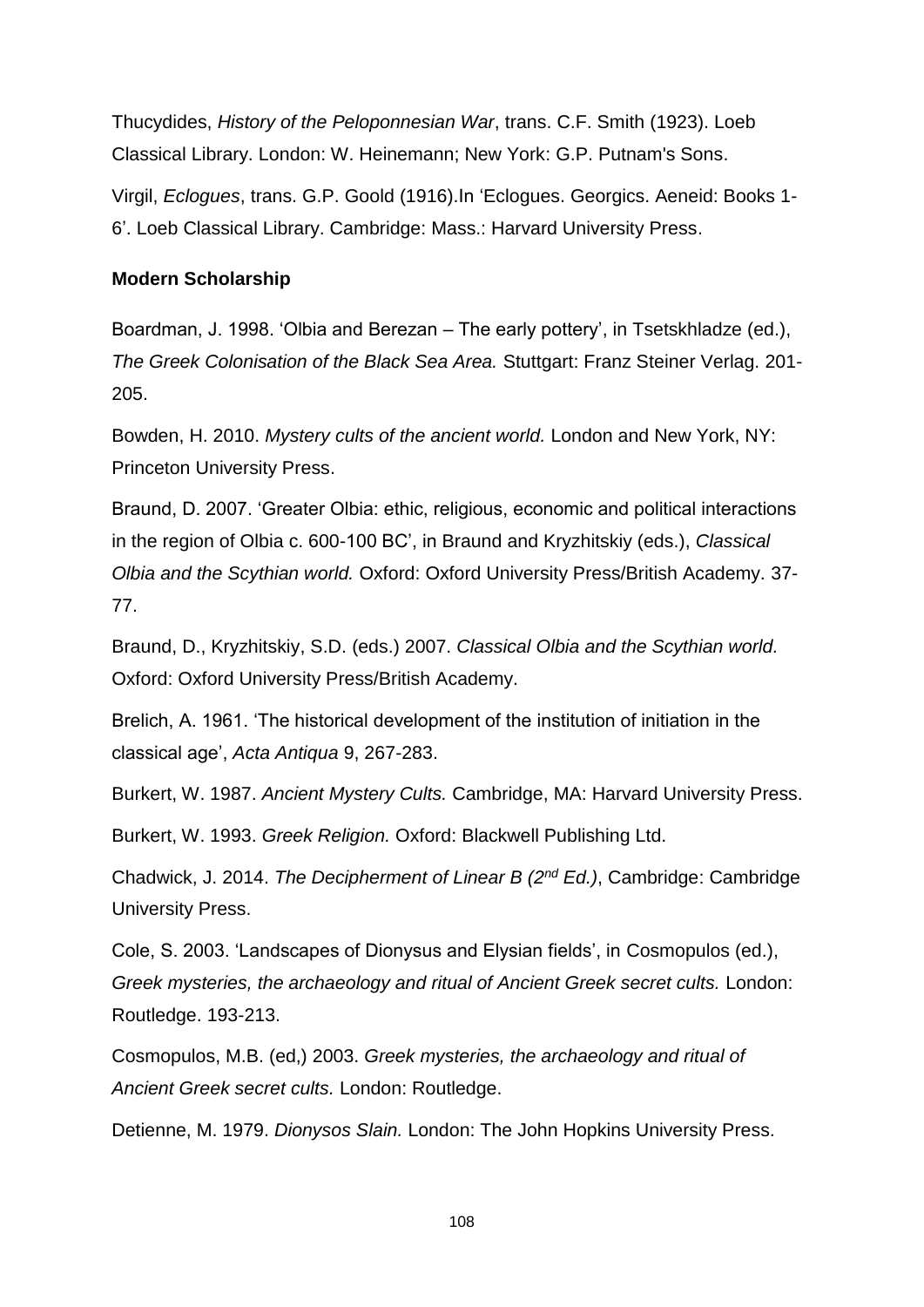Thucydides, *History of the Peloponnesian War*, trans. C.F. Smith (1923). Loeb Classical Library. London: W. Heinemann; New York: G.P. Putnam's Sons.

Virgil, *Eclogues*, trans. G.P. Goold (1916).In 'Eclogues. Georgics. Aeneid: Books 1-6'. Loeb Classical Library. Cambridge: Mass.: Harvard University Press.

**Modern Scholarship**

Boardman, J. 1998. 'Olbia and Berezan – The early pottery', in Tsetskhladze (ed.), *The Greek Colonisation of the Black Sea Area.* Stuttgart: Franz Steiner Verlag. 201-205.

Bowden, H. 2010. *Mystery cults of the ancient world.* London and New York, NY: Princeton University Press.

Braund, D. 2007. 'Greater Olbia: ethic, religious, economic and political interactions in the region of Olbia c. 600-100 BC', in Braund and Kryzhitskiy (eds.), *Classical Olbia and the Scythian world.* Oxford: Oxford University Press/British Academy. 37-77.

Braund, D., Kryzhitskiy, S.D. (eds.) 2007. *Classical Olbia and the Scythian world.* Oxford: Oxford University Press/British Academy.

Brelich, A. 1961. 'The historical development of the institution of initiation in the classical age', *Acta Antiqua* 9, 267-283.

Burkert, W. 1987. *Ancient Mystery Cults.* Cambridge, MA: Harvard University Press.

Burkert, W. 1993. *Greek Religion.* Oxford: Blackwell Publishing Ltd.

Chadwick, J. 2014. *The Decipherment of Linear B (2nd Ed.)*, Cambridge: Cambridge University Press.

Cole, S. 2003. 'Landscapes of Dionysus and Elysian fields', in Cosmopulos (ed.), *Greek mysteries, the archaeology and ritual of Ancient Greek secret cults.* London: Routledge. 193-213.

Cosmopulos, M.B. (ed,) 2003. *Greek mysteries, the archaeology and ritual of Ancient Greek secret cults.* London: Routledge.

Detienne, M. 1979. *Dionysos Slain.* London: The John Hopkins University Press.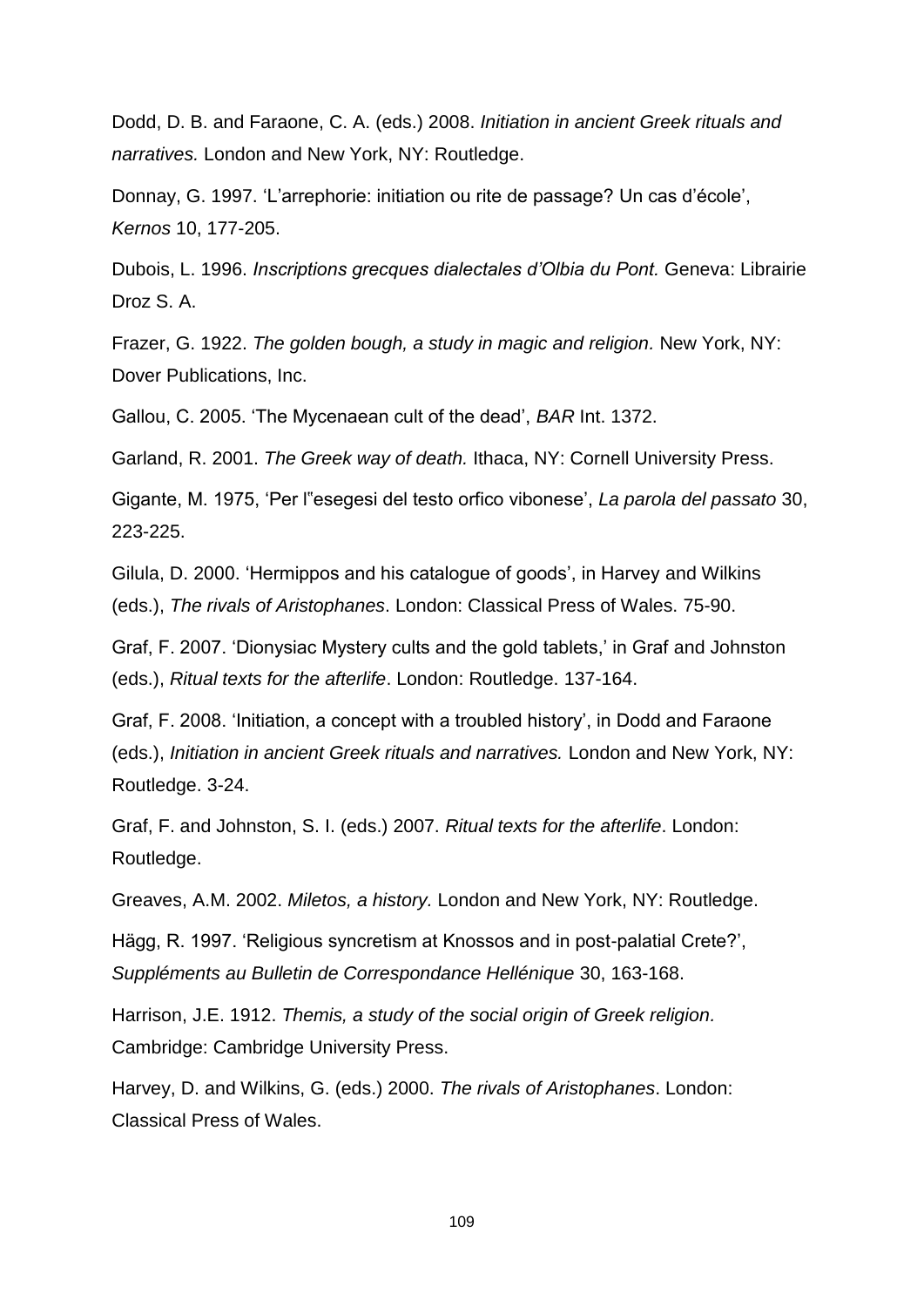Dodd, D. B. and Faraone, C. A. (eds.) 2008. *Initiation in ancient Greek rituals and narratives.* London and New York, NY: Routledge.

Donnay, G. 1997. 'L'arrephorie: initiation ou rite de passage? Un cas d'école', *Kernos* 10, 177-205.

Dubois, L. 1996. *Inscriptions grecques dialectales d'Olbia du Pont.* Geneva: Librairie Droz S. A.

Frazer, G. 1922. *The golden bough, a study in magic and religion.* New York, NY: Dover Publications, Inc.

Gallou, C. 2005. 'The Mycenaean cult of the dead', *BAR* Int. 1372.

Garland, R. 2001. *The Greek way of death.* Ithaca, NY: Cornell University Press.

Gigante, M. 1975, 'Per l‟esegesi del testo orfico vibonese', *La parola del passato* 30, 223-225.

Gilula, D. 2000. 'Hermippos and his catalogue of goods', in Harvey and Wilkins (eds.), *The rivals of Aristophanes*. London: Classical Press of Wales. 75-90.

Graf, F. 2007. 'Dionysiac Mystery cults and the gold tablets,' in Graf and Johnston (eds.), *Ritual texts for the afterlife*. London: Routledge. 137-164.

Graf, F. 2008. 'Initiation, a concept with a troubled history', in Dodd and Faraone (eds.), *Initiation in ancient Greek rituals and narratives.* London and New York, NY: Routledge. 3-24.

Graf, F. and Johnston, S. I. (eds.) 2007. *Ritual texts for the afterlife*. London: Routledge.

Greaves, A.M. 2002. *Miletos, a history.* London and New York, NY: Routledge.

Hägg, R. 1997. 'Religious syncretism at Knossos and in post-palatial Crete?', *Suppléments au Bulletin de Correspondance Hellénique* 30, 163-168.

Harrison, J.E. 1912. *Themis, a study of the social origin of Greek religion.* Cambridge: Cambridge University Press.

Harvey, D. and Wilkins, G. (eds.) 2000. *The rivals of Aristophanes*. London: Classical Press of Wales.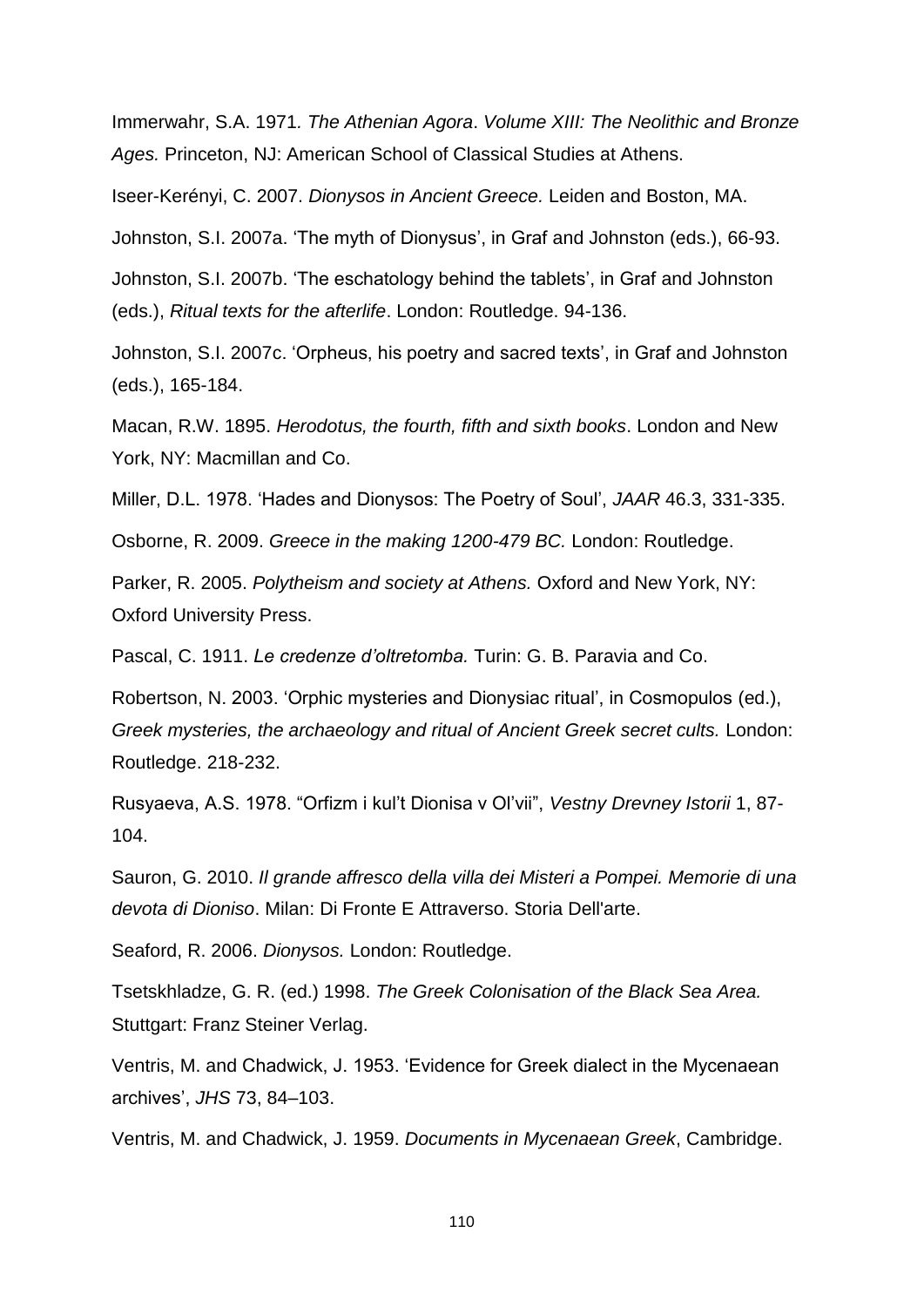Immerwahr, S.A. 1971. *The Athenian Agora*. *Volume XIII: The Neolithic and Bronze Ages.* Princeton, NJ: American School of Classical Studies at Athens.

Iseer-Kerényi, C. 2007. *Dionysos in Ancient Greece.* Leiden and Boston, MA.

Johnston, S.I. 2007a. 'The myth of Dionysus', in Graf and Johnston (eds.), 66-93.

Johnston, S.I. 2007b. 'The eschatology behind the tablets', in Graf and Johnston (eds.), *Ritual texts for the afterlife*. London: Routledge. 94-136.

Johnston, S.I. 2007c. 'Orpheus, his poetry and sacred texts', in Graf and Johnston (eds.), 165-184.

Macan, R.W. 1895. *Herodotus, the fourth, fifth and sixth books*. London and New York, NY: Macmillan and Co.

Miller, D.L. 1978. 'Hades and Dionysos: The Poetry of Soul', *JAAR* 46.3, 331-335.

Osborne, R. 2009. *Greece in the making 1200-479 BC.* London: Routledge.

Parker, R. 2005. *Polytheism and society at Athens.* Oxford and New York, NY: Oxford University Press.

Pascal, C. 1911. *Le credenze d'oltretomba.* Turin: G. B. Paravia and Co.

Robertson, N. 2003. 'Orphic mysteries and Dionysiac ritual', in Cosmopulos (ed.), *Greek mysteries, the archaeology and ritual of Ancient Greek secret cults.* London: Routledge. 218-232.

Rusyaeva, A.S. 1978. "Orfizm i kul't Dionisa v Ol'vii", *Vestny Drevney Istorii* 1, 87-104.

Sauron, G. 2010. *Il grande affresco della villa dei Misteri a Pompei. Memorie di una devota di Dioniso*. Milan: Di Fronte E Attraverso. Storia Dell'arte.

Seaford, R. 2006. *Dionysos.* London: Routledge.

Tsetskhladze, G. R. (ed.) 1998. *The Greek Colonisation of the Black Sea Area.* Stuttgart: Franz Steiner Verlag.

Ventris, M. and Chadwick, J. 1953. 'Evidence for Greek dialect in the Mycenaean archives', *JHS* 73, 84–103.

Ventris, M. and Chadwick, J. 1959. *Documents in Mycenaean Greek*, Cambridge.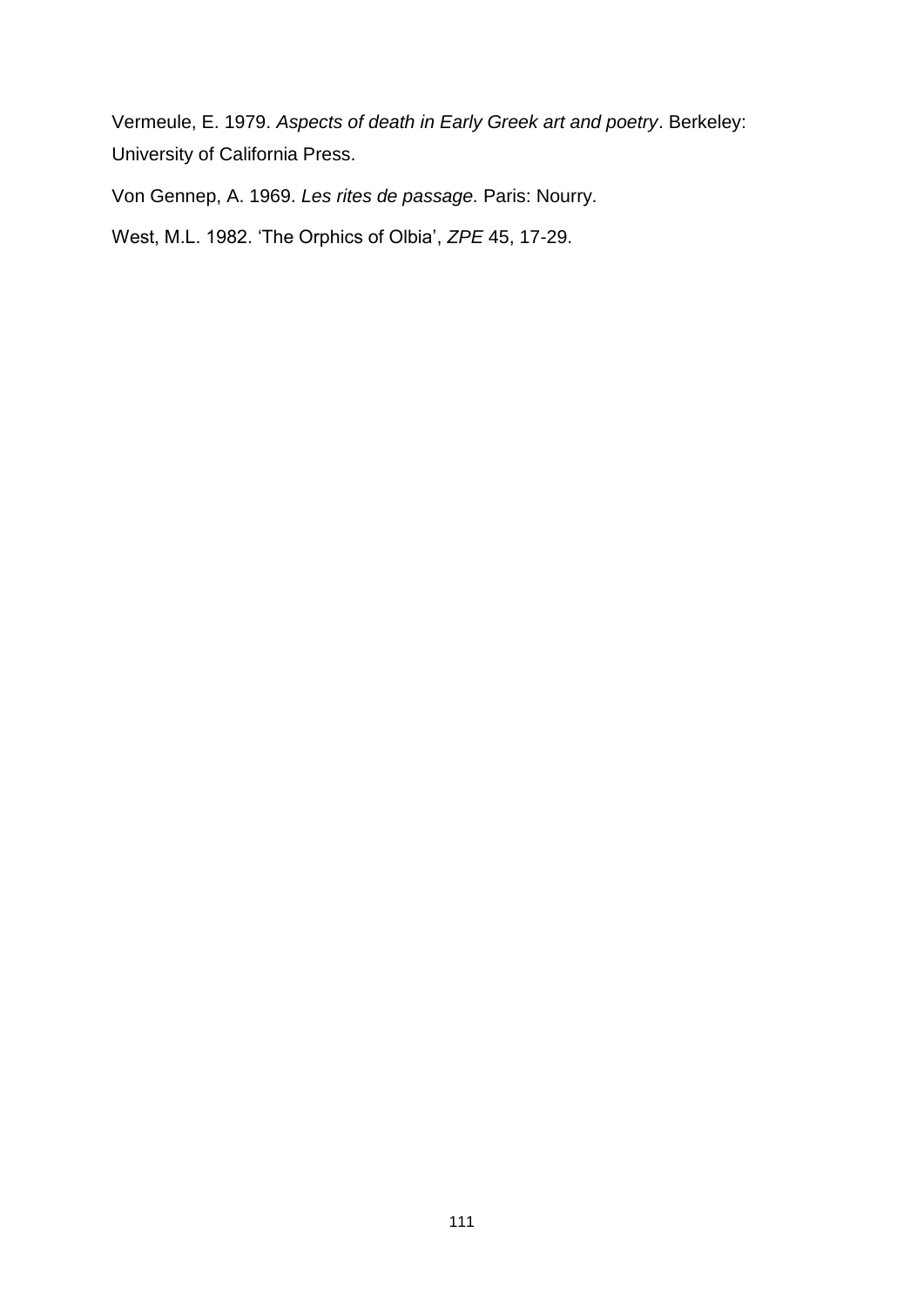Vermeule, E. 1979. *Aspects of death in Early Greek art and poetry*. Berkeley: University of California Press.

Von Gennep, A. 1969. *Les rites de passage.* Paris: Nourry.

West, M.L. 1982. 'The Orphics of Olbia', *ZPE* 45, 17-29.